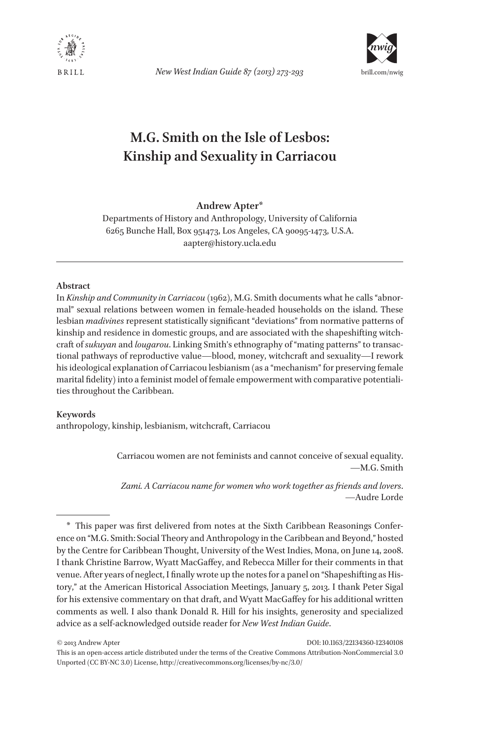# M.G. Smith on the Isle of Lesbos: Kinship and Sexuality in Carriacou

**Andrew Apter***

Departments of History and Anthropology, University of California
6265 Bunche Hall, Box 951473, Los Angeles, CA 90095-1473, U.S.A.
aapter@history.ucla.edu

**Abstract**

In *Kinship and Community in Carriacou* (1962), M.G. Smith documents what he calls "abnormal" sexual relations between women in female-headed households on the island. These lesbian *madivines* represent statistically significant "deviations" from normative patterns of kinship and residence in domestic groups, and are associated with the shapeshifting witchcraft of *sukuyan* and *lougarou*. Linking Smith's ethnography of "mating patterns" to transactional pathways of reproductive value—blood, money, witchcraft and sexuality—I rework his ideological explanation of Carriacou lesbianism (as a "mechanism" for preserving female marital fidelity) into a feminist model of female empowerment with comparative potentialities throughout the Caribbean.

**Keywords**

anthropology, kinship, lesbianism, witchcraft, Carriacou

> Carriacou women are not feminists and cannot conceive of sexual equality.
> —M.G. Smith
>
> *Zami. A Carriacou name for women who work together as friends and lovers.*
> —Audre Lorde

---

\* This paper was first delivered from notes at the Sixth Caribbean Reasonings Conference on "M.G. Smith: Social Theory and Anthropology in the Caribbean and Beyond," hosted by the Centre for Caribbean Thought, University of the West Indies, Mona, on June 14, 2008. I thank Christine Barrow, Wyatt MacGaffey, and Rebecca Miller for their comments in that venue. After years of neglect, I finally wrote up the notes for a panel on "Shapeshifting as History," at the American Historical Association Meetings, January 5, 2013. I thank Peter Sigal for his extensive commentary on that draft, and Wyatt MacGaffey for his additional written comments as well. I also thank Donald R. Hill for his insights, generosity and specialized advice as a self-acknowledged outside reader for *New West Indian Guide*.

© 2013 Andrew Apter DOI: 10.1163/22134360-12340108

This is an open-access article distributed under the terms of the Creative Commons Attribution-NonCommercial 3.0 Unported (CC BY-NC 3.0) License, http://creativecommons.org/licenses/by-nc/3.0/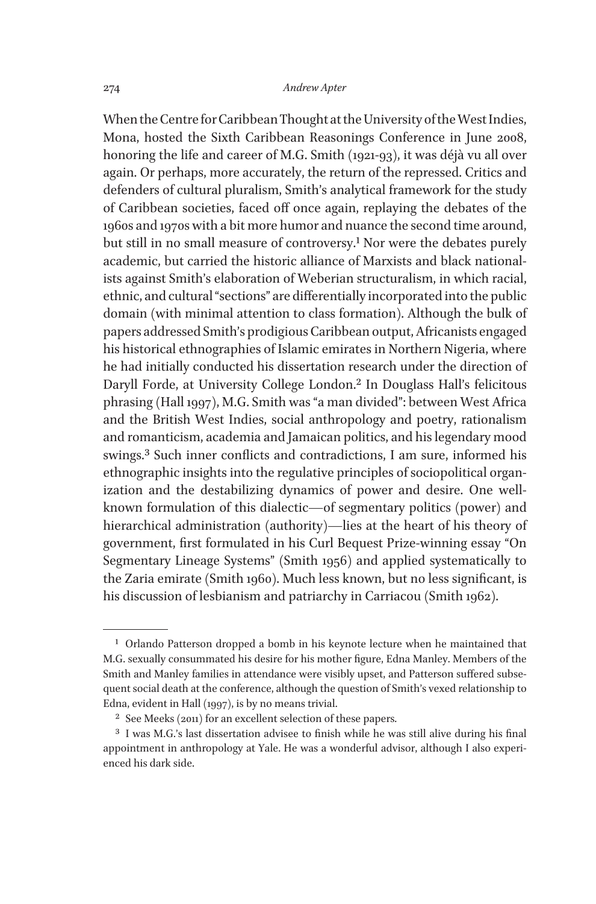When the Centre for Caribbean Thought at the University of the West Indies, Mona, hosted the Sixth Caribbean Reasonings Conference in June 2008, honoring the life and career of M.G. Smith (1921-93), it was déjà vu all over again. Or perhaps, more accurately, the return of the repressed. Critics and defenders of cultural pluralism, Smith's analytical framework for the study of Caribbean societies, faced off once again, replaying the debates of the 1960s and 1970s with a bit more humor and nuance the second time around, but still in no small measure of controversy.[1] Nor were the debates purely academic, but carried the historic alliance of Marxists and black nationalists against Smith's elaboration of Weberian structuralism, in which racial, ethnic, and cultural "sections" are differentially incorporated into the public domain (with minimal attention to class formation). Although the bulk of papers addressed Smith's prodigious Caribbean output, Africanists engaged his historical ethnographies of Islamic emirates in Northern Nigeria, where he had initially conducted his dissertation research under the direction of Daryll Forde, at University College London.[2] In Douglass Hall's felicitous phrasing (Hall 1997), M.G. Smith was "a man divided": between West Africa and the British West Indies, social anthropology and poetry, rationalism and romanticism, academia and Jamaican politics, and his legendary mood swings.[3] Such inner conflicts and contradictions, I am sure, informed his ethnographic insights into the regulative principles of sociopolitical organization and the destabilizing dynamics of power and desire. One well-known formulation of this dialectic—of segmentary politics (power) and hierarchical administration (authority)—lies at the heart of his theory of government, first formulated in his Curl Bequest Prize-winning essay "On Segmentary Lineage Systems" (Smith 1956) and applied systematically to the Zaria emirate (Smith 1960). Much less known, but no less significant, is his discussion of lesbianism and patriarchy in Carriacou (Smith 1962).

---

[1] Orlando Patterson dropped a bomb in his keynote lecture when he maintained that M.G. sexually consummated his desire for his mother figure, Edna Manley. Members of the Smith and Manley families in attendance were visibly upset, and Patterson suffered subsequent social death at the conference, although the question of Smith's vexed relationship to Edna, evident in Hall (1997), is by no means trivial.

[2] See Meeks (2011) for an excellent selection of these papers.

[3] I was M.G.'s last dissertation advisee to finish while he was still alive during his final appointment in anthropology at Yale. He was a wonderful advisor, although I also experienced his dark side.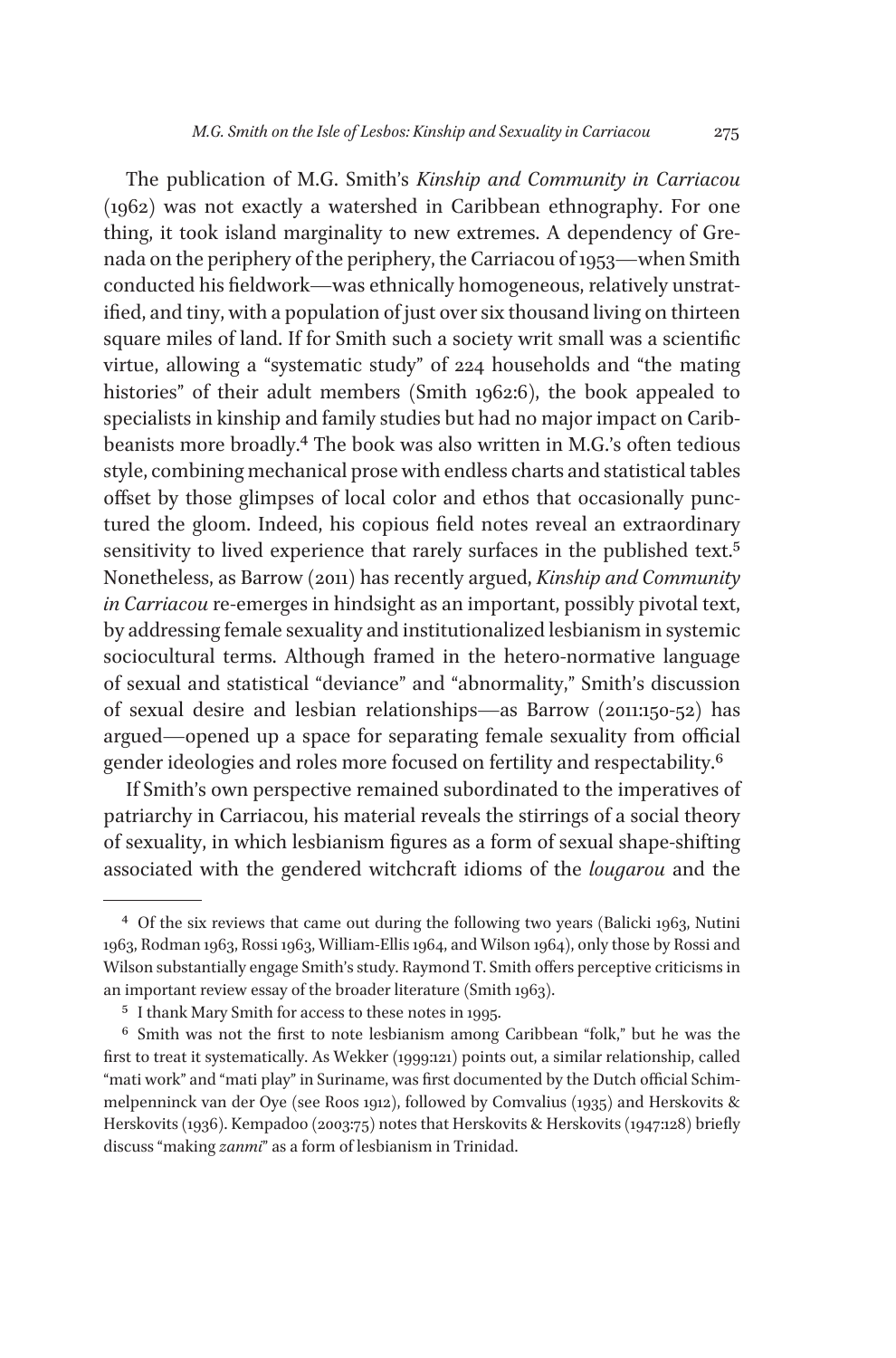The publication of M.G. Smith's *Kinship and Community in Carriacou* (1962) was not exactly a watershed in Caribbean ethnography. For one thing, it took island marginality to new extremes. A dependency of Grenada on the periphery of the periphery, the Carriacou of 1953—when Smith conducted his fieldwork—was ethnically homogeneous, relatively unstratified, and tiny, with a population of just over six thousand living on thirteen square miles of land. If for Smith such a society writ small was a scientific virtue, allowing a "systematic study" of 224 households and "the mating histories" of their adult members (Smith 1962:6), the book appealed to specialists in kinship and family studies but had no major impact on Caribbeanists more broadly.[4] The book was also written in M.G.'s often tedious style, combining mechanical prose with endless charts and statistical tables offset by those glimpses of local color and ethos that occasionally punctured the gloom. Indeed, his copious field notes reveal an extraordinary sensitivity to lived experience that rarely surfaces in the published text.[5] Nonetheless, as Barrow (2011) has recently argued, *Kinship and Community in Carriacou* re-emerges in hindsight as an important, possibly pivotal text, by addressing female sexuality and institutionalized lesbianism in systemic sociocultural terms. Although framed in the hetero-normative language of sexual and statistical "deviance" and "abnormality," Smith's discussion of sexual desire and lesbian relationships—as Barrow (2011:150-52) has argued—opened up a space for separating female sexuality from official gender ideologies and roles more focused on fertility and respectability.[6]

If Smith's own perspective remained subordinated to the imperatives of patriarchy in Carriacou, his material reveals the stirrings of a social theory of sexuality, in which lesbianism figures as a form of sexual shape-shifting associated with the gendered witchcraft idioms of the *lougarou* and the

---

[4] Of the six reviews that came out during the following two years (Balicki 1963, Nutini 1963, Rodman 1963, Rossi 1963, William-Ellis 1964, and Wilson 1964), only those by Rossi and Wilson substantially engage Smith's study. Raymond T. Smith offers perceptive criticisms in an important review essay of the broader literature (Smith 1963).

[5] I thank Mary Smith for access to these notes in 1995.

[6] Smith was not the first to note lesbianism among Caribbean "folk," but he was the first to treat it systematically. As Wekker (1999:121) points out, a similar relationship, called "mati work" and "mati play" in Suriname, was first documented by the Dutch official Schimmelpenninck van der Oye (see Roos 1912), followed by Comvalius (1935) and Herskovits & Herskovits (1936). Kempadoo (2003:75) notes that Herskovits & Herskovits (1947:128) briefly discuss "making *zanmi*" as a form of lesbianism in Trinidad.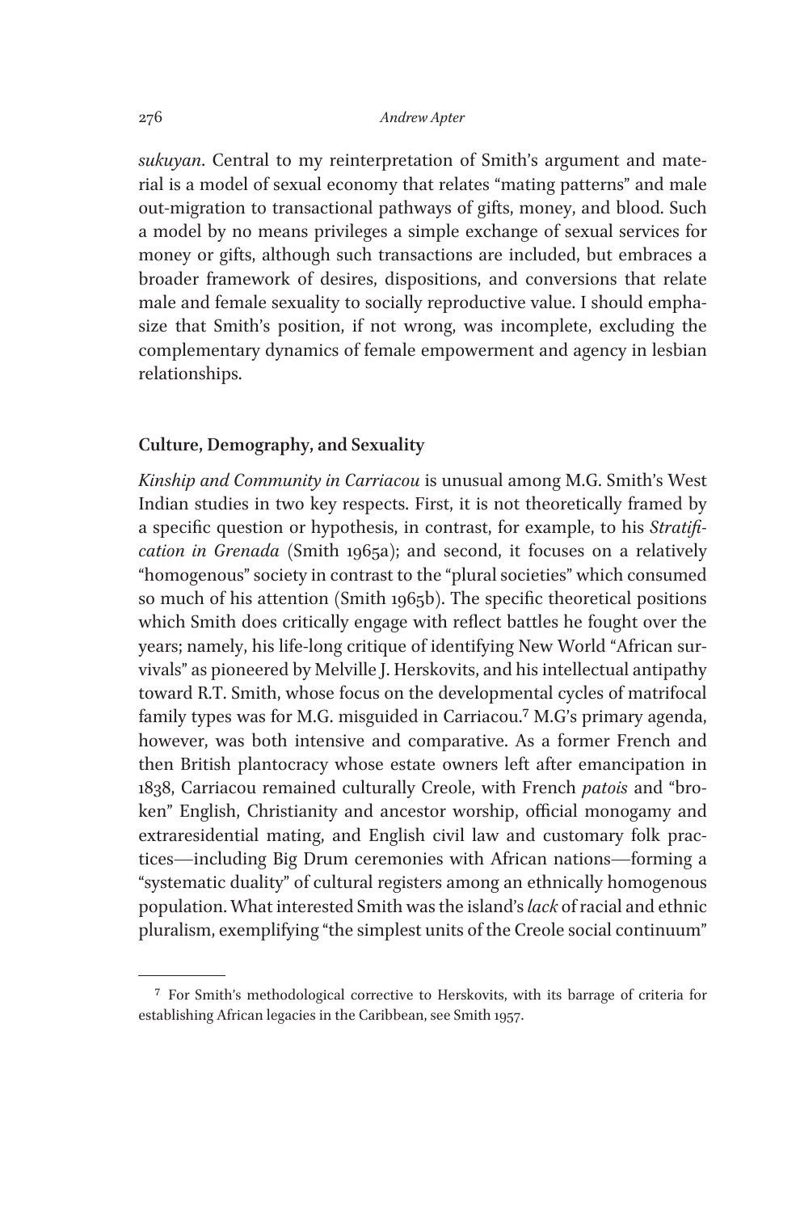*sukuyan*. Central to my reinterpretation of Smith's argument and material is a model of sexual economy that relates "mating patterns" and male out-migration to transactional pathways of gifts, money, and blood. Such a model by no means privileges a simple exchange of sexual services for money or gifts, although such transactions are included, but embraces a broader framework of desires, dispositions, and conversions that relate male and female sexuality to socially reproductive value. I should emphasize that Smith's position, if not wrong, was incomplete, excluding the complementary dynamics of female empowerment and agency in lesbian relationships.

## Culture, Demography, and Sexuality

*Kinship and Community in Carriacou* is unusual among M.G. Smith's West Indian studies in two key respects. First, it is not theoretically framed by a specific question or hypothesis, in contrast, for example, to his *Stratification in Grenada* (Smith 1965a); and second, it focuses on a relatively "homogenous" society in contrast to the "plural societies" which consumed so much of his attention (Smith 1965b). The specific theoretical positions which Smith does critically engage with reflect battles he fought over the years; namely, his life-long critique of identifying New World "African survivals" as pioneered by Melville J. Herskovits, and his intellectual antipathy toward R.T. Smith, whose focus on the developmental cycles of matrifocal family types was for M.G. misguided in Carriacou.[7] M.G's primary agenda, however, was both intensive and comparative. As a former French and then British plantocracy whose estate owners left after emancipation in 1838, Carriacou remained culturally Creole, with French *patois* and "broken" English, Christianity and ancestor worship, official monogamy and extraresidential mating, and English civil law and customary folk practices—including Big Drum ceremonies with African nations—forming a "systematic duality" of cultural registers among an ethnically homogenous population. What interested Smith was the island's *lack* of racial and ethnic pluralism, exemplifying "the simplest units of the Creole social continuum"

[7] For Smith's methodological corrective to Herskovits, with its barrage of criteria for establishing African legacies in the Caribbean, see Smith 1957.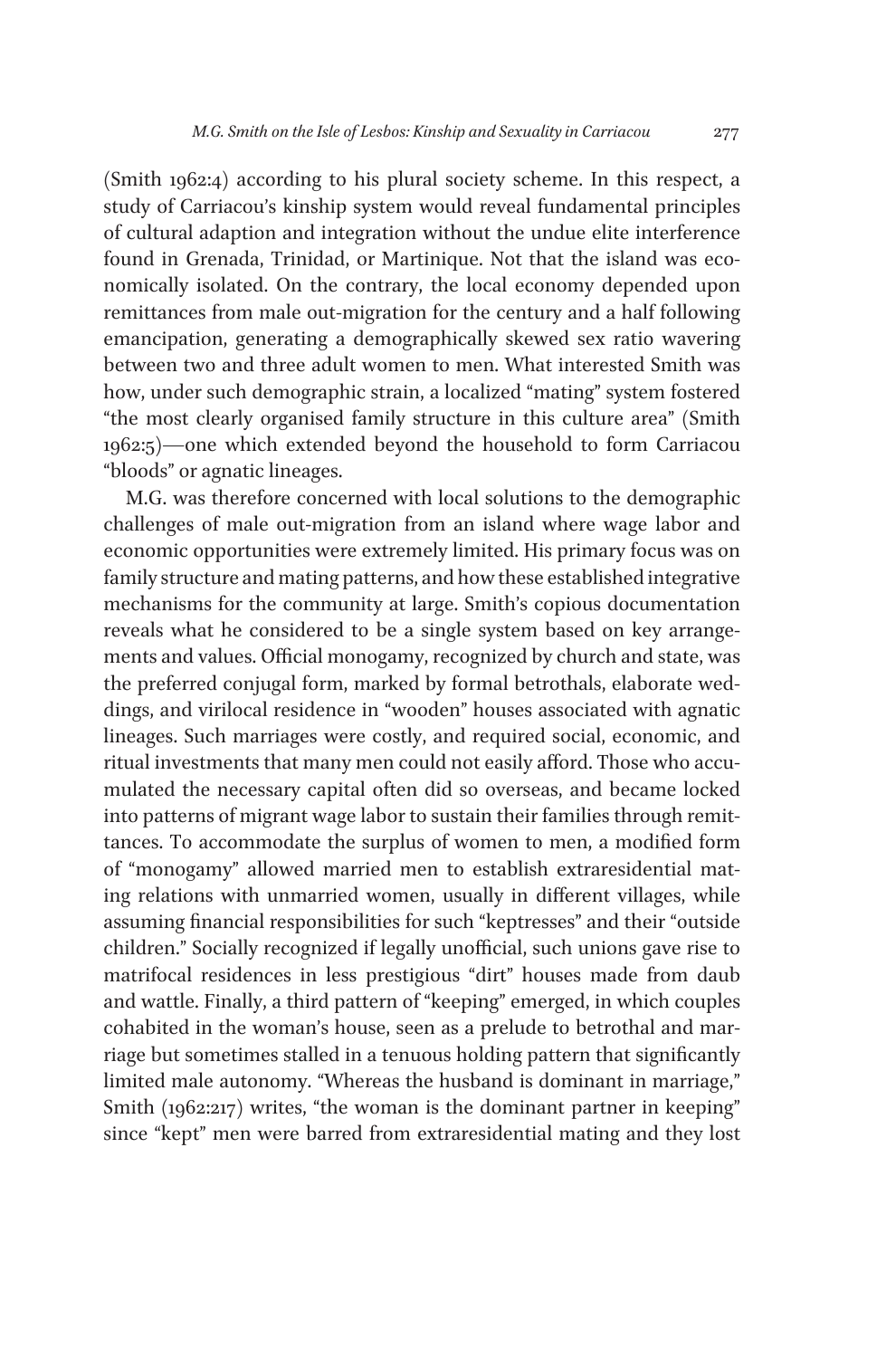(Smith 1962:4) according to his plural society scheme. In this respect, a study of Carriacou's kinship system would reveal fundamental principles of cultural adaption and integration without the undue elite interference found in Grenada, Trinidad, or Martinique. Not that the island was economically isolated. On the contrary, the local economy depended upon remittances from male out-migration for the century and a half following emancipation, generating a demographically skewed sex ratio wavering between two and three adult women to men. What interested Smith was how, under such demographic strain, a localized "mating" system fostered "the most clearly organised family structure in this culture area" (Smith 1962:5)—one which extended beyond the household to form Carriacou "bloods" or agnatic lineages.

M.G. was therefore concerned with local solutions to the demographic challenges of male out-migration from an island where wage labor and economic opportunities were extremely limited. His primary focus was on family structure and mating patterns, and how these established integrative mechanisms for the community at large. Smith's copious documentation reveals what he considered to be a single system based on key arrangements and values. Official monogamy, recognized by church and state, was the preferred conjugal form, marked by formal betrothals, elaborate weddings, and virilocal residence in "wooden" houses associated with agnatic lineages. Such marriages were costly, and required social, economic, and ritual investments that many men could not easily afford. Those who accumulated the necessary capital often did so overseas, and became locked into patterns of migrant wage labor to sustain their families through remittances. To accommodate the surplus of women to men, a modified form of "monogamy" allowed married men to establish extraresidential mating relations with unmarried women, usually in different villages, while assuming financial responsibilities for such "keptresses" and their "outside children." Socially recognized if legally unofficial, such unions gave rise to matrifocal residences in less prestigious "dirt" houses made from daub and wattle. Finally, a third pattern of "keeping" emerged, in which couples cohabited in the woman's house, seen as a prelude to betrothal and marriage but sometimes stalled in a tenuous holding pattern that significantly limited male autonomy. "Whereas the husband is dominant in marriage," Smith (1962:217) writes, "the woman is the dominant partner in keeping" since "kept" men were barred from extraresidential mating and they lost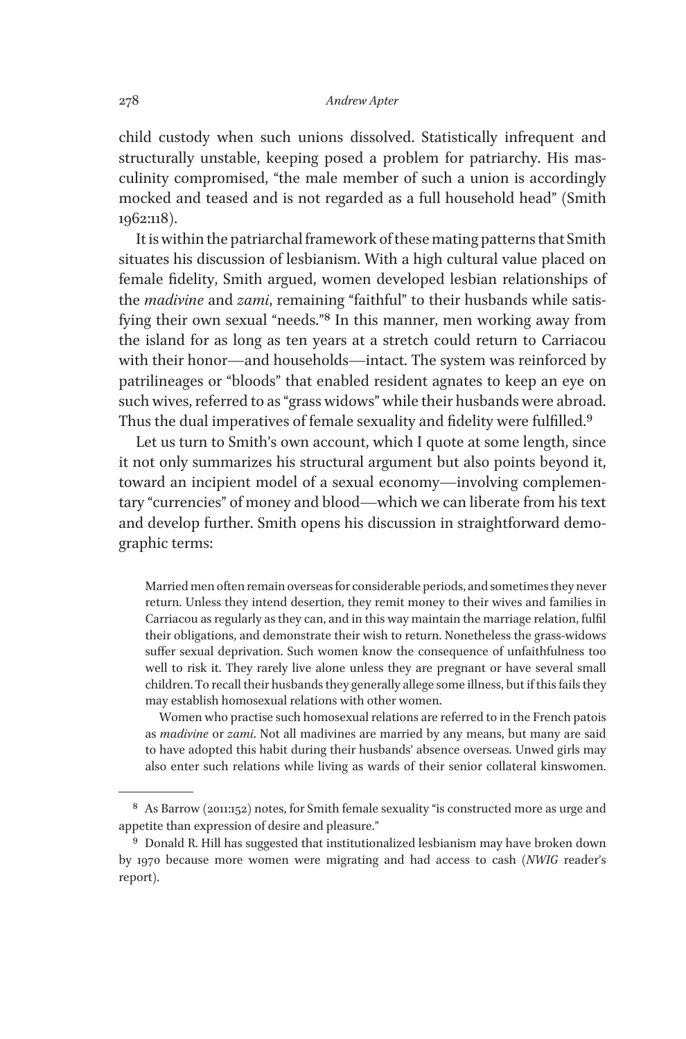child custody when such unions dissolved. Statistically infrequent and structurally unstable, keeping posed a problem for patriarchy. His masculinity compromised, "the male member of such a union is accordingly mocked and teased and is not regarded as a full household head" (Smith 1962:118).

It is within the patriarchal framework of these mating patterns that Smith situates his discussion of lesbianism. With a high cultural value placed on female fidelity, Smith argued, women developed lesbian relationships of the *madivine* and *zami*, remaining "faithful" to their husbands while satisfying their own sexual "needs."[8] In this manner, men working away from the island for as long as ten years at a stretch could return to Carriacou with their honor—and households—intact. The system was reinforced by patrilineages or "bloods" that enabled resident agnates to keep an eye on such wives, referred to as "grass widows" while their husbands were abroad. Thus the dual imperatives of female sexuality and fidelity were fulfilled.[9]

Let us turn to Smith's own account, which I quote at some length, since it not only summarizes his structural argument but also points beyond it, toward an incipient model of a sexual economy—involving complementary "currencies" of money and blood—which we can liberate from his text and develop further. Smith opens his discussion in straightforward demographic terms:

> Married men often remain overseas for considerable periods, and sometimes they never return. Unless they intend desertion, they remit money to their wives and families in Carriacou as regularly as they can, and in this way maintain the marriage relation, fulfil their obligations, and demonstrate their wish to return. Nonetheless the grass-widows suffer sexual deprivation. Such women know the consequence of unfaithfulness too well to risk it. They rarely live alone unless they are pregnant or have several small children. To recall their husbands they generally allege some illness, but if this fails they may establish homosexual relations with other women.
>
> Women who practise such homosexual relations are referred to in the French patois as *madivine* or *zami*. Not all madivines are married by any means, but many are said to have adopted this habit during their husbands' absence overseas. Unwed girls may also enter such relations while living as wards of their senior collateral kinswomen.

---

[8] As Barrow (2011:152) notes, for Smith female sexuality "is constructed more as urge and appetite than expression of desire and pleasure."

[9] Donald R. Hill has suggested that institutionalized lesbianism may have broken down by 1970 because more women were migrating and had access to cash (*NWIG* reader's report).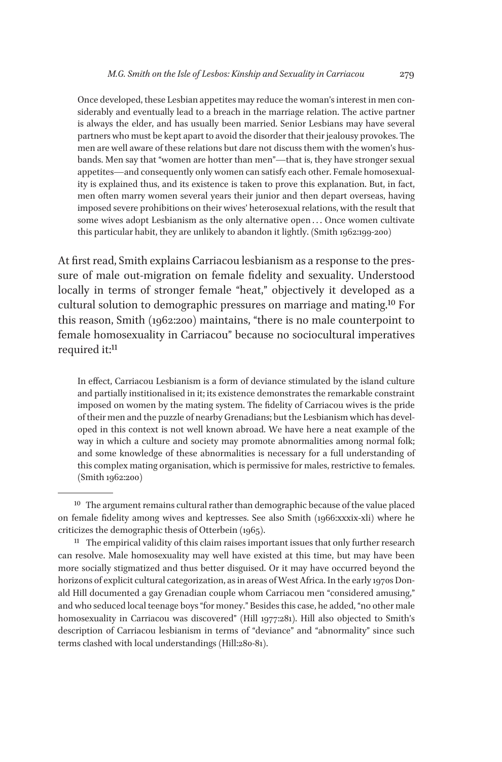> Once developed, these Lesbian appetites may reduce the woman's interest in men considerably and eventually lead to a breach in the marriage relation. The active partner is always the elder, and has usually been married. Senior Lesbians may have several partners who must be kept apart to avoid the disorder that their jealousy provokes. The men are well aware of these relations but dare not discuss them with the women's husbands. Men say that "women are hotter than men"—that is, they have stronger sexual appetites—and consequently only women can satisfy each other. Female homosexuality is explained thus, and its existence is taken to prove this explanation. But, in fact, men often marry women several years their junior and then depart overseas, having imposed severe prohibitions on their wives' heterosexual relations, with the result that some wives adopt Lesbianism as the only alternative open ... Once women cultivate this particular habit, they are unlikely to abandon it lightly. (Smith 1962:199-200)

At first read, Smith explains Carriacou lesbianism as a response to the pressure of male out-migration on female fidelity and sexuality. Understood locally in terms of stronger female "heat," objectively it developed as a cultural solution to demographic pressures on marriage and mating.[10] For this reason, Smith (1962:200) maintains, "there is no male counterpoint to female homosexuality in Carriacou" because no sociocultural imperatives required it:[11]

> In effect, Carriacou Lesbianism is a form of deviance stimulated by the island culture and partially institionalised in it; its existence demonstrates the remarkable constraint imposed on women by the mating system. The fidelity of Carriacou wives is the pride of their men and the puzzle of nearby Grenadians; but the Lesbianism which has developed in this context is not well known abroad. We have here a neat example of the way in which a culture and society may promote abnormalities among normal folk; and some knowledge of these abnormalities is necessary for a full understanding of this complex mating organisation, which is permissive for males, restrictive to females. (Smith 1962:200)

[10] The argument remains cultural rather than demographic because of the value placed on female fidelity among wives and keptresses. See also Smith (1966:xxxix-xli) where he criticizes the demographic thesis of Otterbein (1965).

[11] The empirical validity of this claim raises important issues that only further research can resolve. Male homosexuality may well have existed at this time, but may have been more socially stigmatized and thus better disguised. Or it may have occurred beyond the horizons of explicit cultural categorization, as in areas of West Africa. In the early 1970s Donald Hill documented a gay Grenadian couple whom Carriacou men "considered amusing," and who seduced local teenage boys "for money." Besides this case, he added, "no other male homosexuality in Carriacou was discovered" (Hill 1977:281). Hill also objected to Smith's description of Carriacou lesbianism in terms of "deviance" and "abnormality" since such terms clashed with local understandings (Hill:280-81).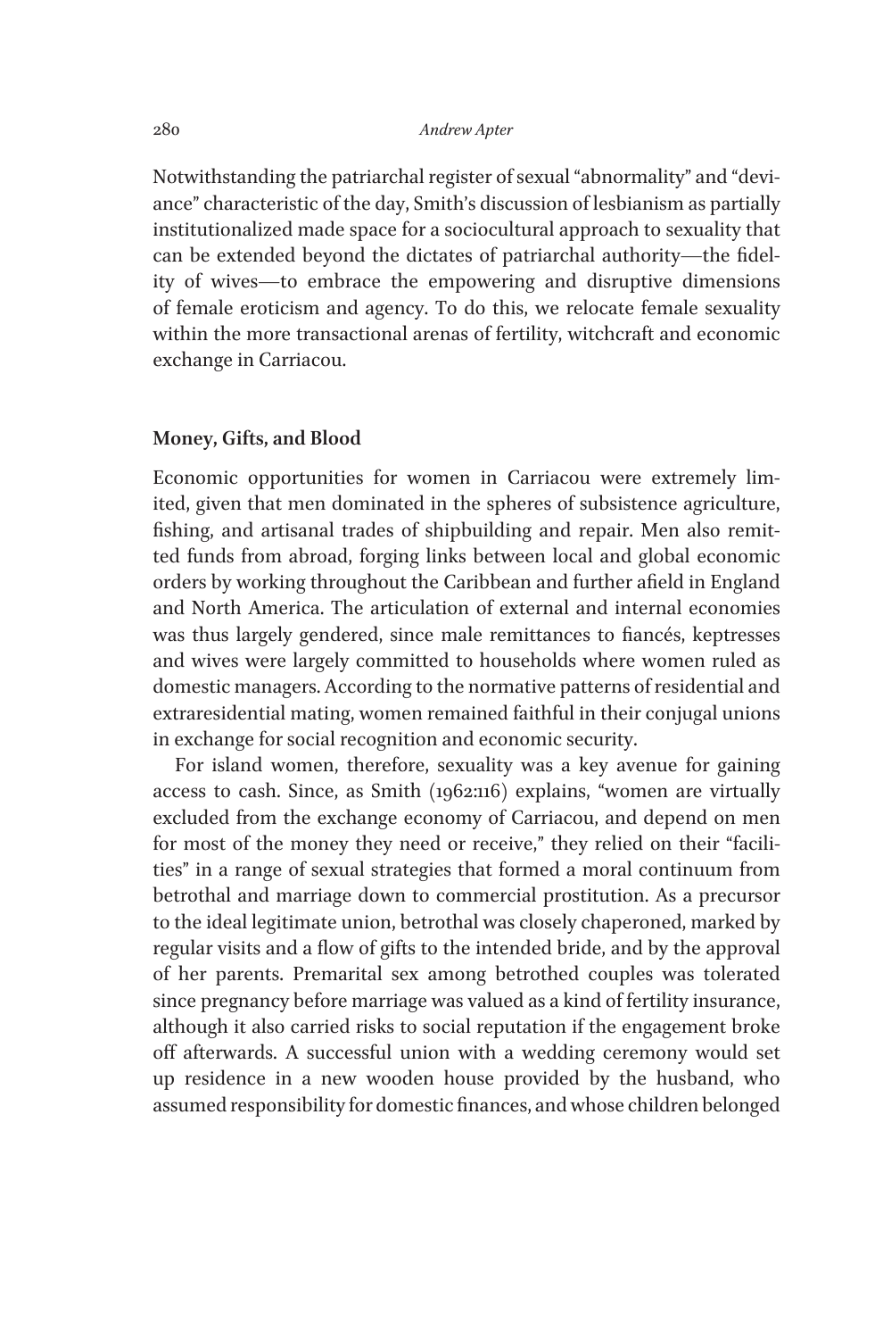Notwithstanding the patriarchal register of sexual "abnormality" and "deviance" characteristic of the day, Smith's discussion of lesbianism as partially institutionalized made space for a sociocultural approach to sexuality that can be extended beyond the dictates of patriarchal authority—the fidelity of wives—to embrace the empowering and disruptive dimensions of female eroticism and agency. To do this, we relocate female sexuality within the more transactional arenas of fertility, witchcraft and economic exchange in Carriacou.

**Money, Gifts, and Blood**

Economic opportunities for women in Carriacou were extremely limited, given that men dominated in the spheres of subsistence agriculture, fishing, and artisanal trades of shipbuilding and repair. Men also remitted funds from abroad, forging links between local and global economic orders by working throughout the Caribbean and further afield in England and North America. The articulation of external and internal economies was thus largely gendered, since male remittances to fiancés, keptresses and wives were largely committed to households where women ruled as domestic managers. According to the normative patterns of residential and extraresidential mating, women remained faithful in their conjugal unions in exchange for social recognition and economic security.

For island women, therefore, sexuality was a key avenue for gaining access to cash. Since, as Smith (1962:116) explains, "women are virtually excluded from the exchange economy of Carriacou, and depend on men for most of the money they need or receive," they relied on their "facilities" in a range of sexual strategies that formed a moral continuum from betrothal and marriage down to commercial prostitution. As a precursor to the ideal legitimate union, betrothal was closely chaperoned, marked by regular visits and a flow of gifts to the intended bride, and by the approval of her parents. Premarital sex among betrothed couples was tolerated since pregnancy before marriage was valued as a kind of fertility insurance, although it also carried risks to social reputation if the engagement broke off afterwards. A successful union with a wedding ceremony would set up residence in a new wooden house provided by the husband, who assumed responsibility for domestic finances, and whose children belonged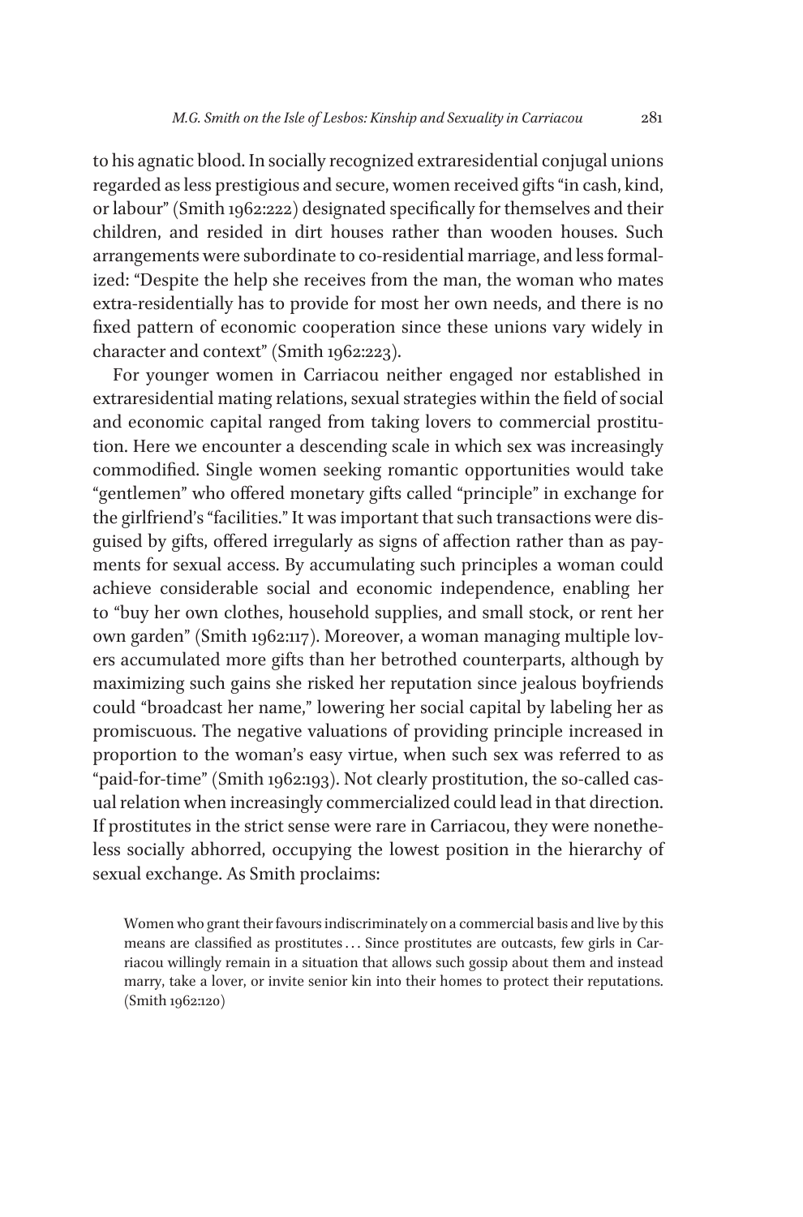to his agnatic blood. In socially recognized extraresidential conjugal unions regarded as less prestigious and secure, women received gifts "in cash, kind, or labour" (Smith 1962:222) designated specifically for themselves and their children, and resided in dirt houses rather than wooden houses. Such arrangements were subordinate to co-residential marriage, and less formalized: "Despite the help she receives from the man, the woman who mates extra-residentially has to provide for most her own needs, and there is no fixed pattern of economic cooperation since these unions vary widely in character and context" (Smith 1962:223).

For younger women in Carriacou neither engaged nor established in extraresidential mating relations, sexual strategies within the field of social and economic capital ranged from taking lovers to commercial prostitution. Here we encounter a descending scale in which sex was increasingly commodified. Single women seeking romantic opportunities would take "gentlemen" who offered monetary gifts called "principle" in exchange for the girlfriend's "facilities." It was important that such transactions were disguised by gifts, offered irregularly as signs of affection rather than as payments for sexual access. By accumulating such principles a woman could achieve considerable social and economic independence, enabling her to "buy her own clothes, household supplies, and small stock, or rent her own garden" (Smith 1962:117). Moreover, a woman managing multiple lovers accumulated more gifts than her betrothed counterparts, although by maximizing such gains she risked her reputation since jealous boyfriends could "broadcast her name," lowering her social capital by labeling her as promiscuous. The negative valuations of providing principle increased in proportion to the woman's easy virtue, when such sex was referred to as "paid-for-time" (Smith 1962:193). Not clearly prostitution, the so-called casual relation when increasingly commercialized could lead in that direction. If prostitutes in the strict sense were rare in Carriacou, they were nonetheless socially abhorred, occupying the lowest position in the hierarchy of sexual exchange. As Smith proclaims:

> Women who grant their favours indiscriminately on a commercial basis and live by this means are classified as prostitutes ... Since prostitutes are outcasts, few girls in Carriacou willingly remain in a situation that allows such gossip about them and instead marry, take a lover, or invite senior kin into their homes to protect their reputations. (Smith 1962:120)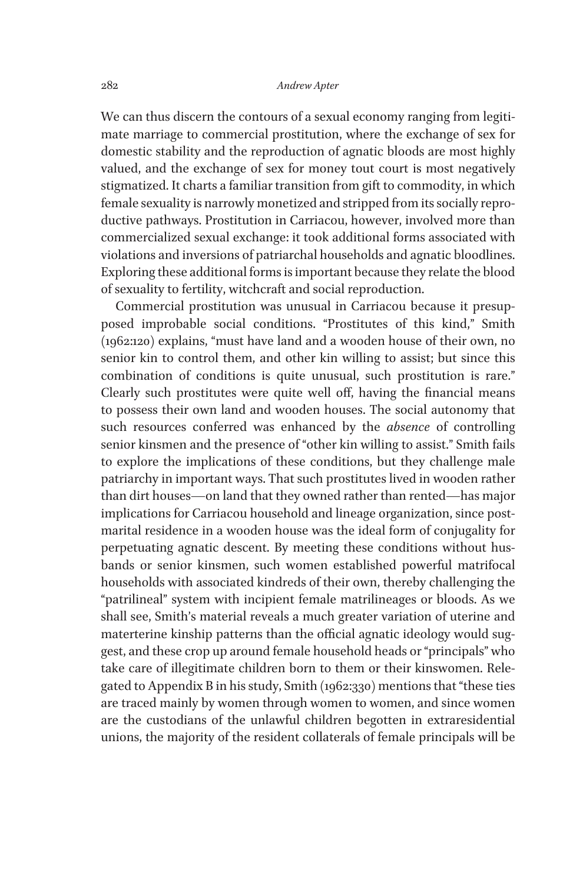We can thus discern the contours of a sexual economy ranging from legitimate marriage to commercial prostitution, where the exchange of sex for domestic stability and the reproduction of agnatic bloods are most highly valued, and the exchange of sex for money tout court is most negatively stigmatized. It charts a familiar transition from gift to commodity, in which female sexuality is narrowly monetized and stripped from its socially reproductive pathways. Prostitution in Carriacou, however, involved more than commercialized sexual exchange: it took additional forms associated with violations and inversions of patriarchal households and agnatic bloodlines. Exploring these additional forms is important because they relate the blood of sexuality to fertility, witchcraft and social reproduction.

Commercial prostitution was unusual in Carriacou because it presupposed improbable social conditions. "Prostitutes of this kind," Smith (1962:120) explains, "must have land and a wooden house of their own, no senior kin to control them, and other kin willing to assist; but since this combination of conditions is quite unusual, such prostitution is rare." Clearly such prostitutes were quite well off, having the financial means to possess their own land and wooden houses. The social autonomy that such resources conferred was enhanced by the *absence* of controlling senior kinsmen and the presence of "other kin willing to assist." Smith fails to explore the implications of these conditions, but they challenge male patriarchy in important ways. That such prostitutes lived in wooden rather than dirt houses—on land that they owned rather than rented—has major implications for Carriacou household and lineage organization, since postmarital residence in a wooden house was the ideal form of conjugality for perpetuating agnatic descent. By meeting these conditions without husbands or senior kinsmen, such women established powerful matrifocal households with associated kindreds of their own, thereby challenging the "patrilineal" system with incipient female matrilineages or bloods. As we shall see, Smith's material reveals a much greater variation of uterine and materterine kinship patterns than the official agnatic ideology would suggest, and these crop up around female household heads or "principals" who take care of illegitimate children born to them or their kinswomen. Relegated to Appendix B in his study, Smith (1962:330) mentions that "these ties are traced mainly by women through women to women, and since women are the custodians of the unlawful children begotten in extraresidential unions, the majority of the resident collaterals of female principals will be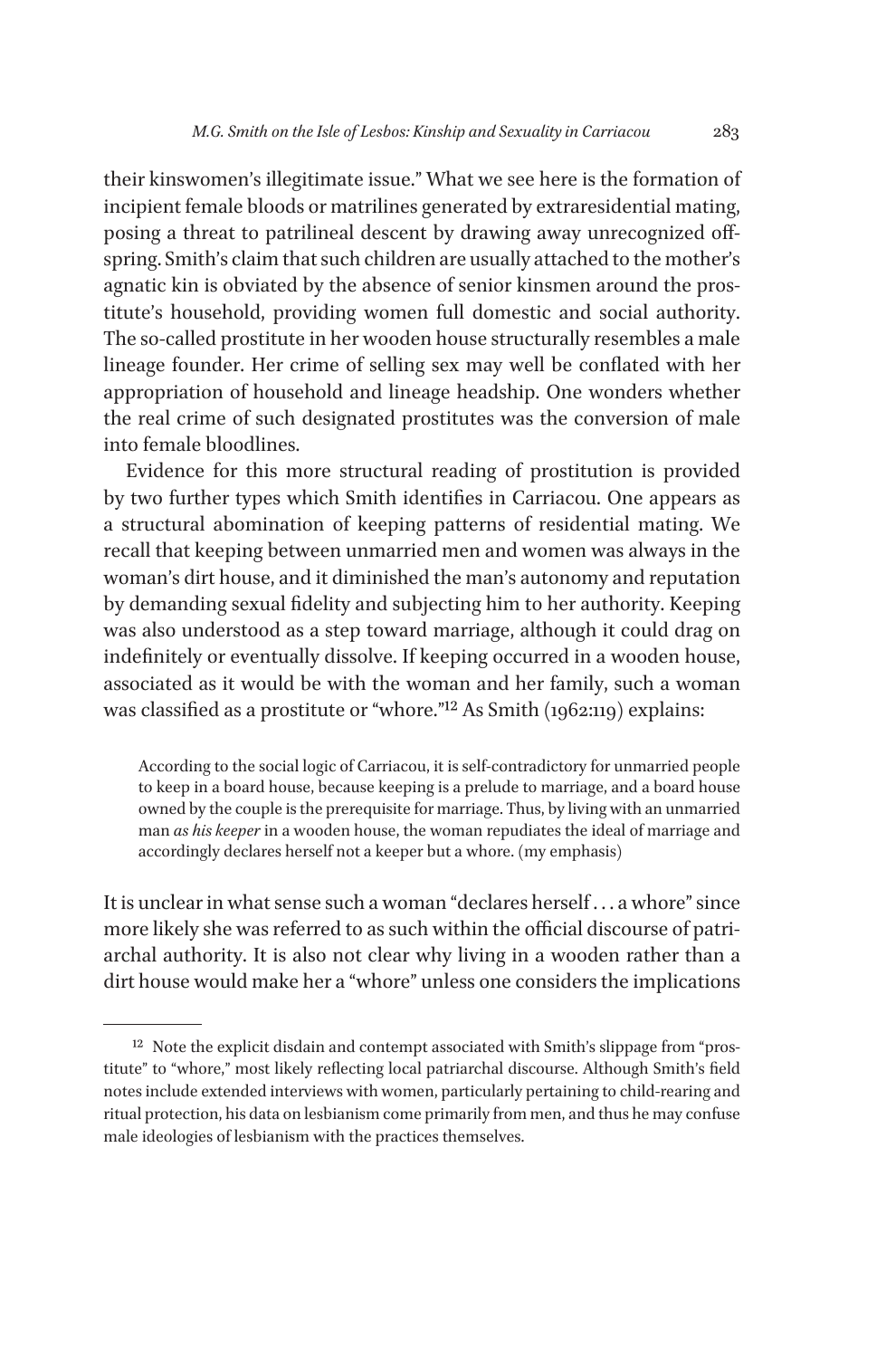their kinswomen's illegitimate issue." What we see here is the formation of incipient female bloods or matrilines generated by extraresidential mating, posing a threat to patrilineal descent by drawing away unrecognized offspring. Smith's claim that such children are usually attached to the mother's agnatic kin is obviated by the absence of senior kinsmen around the prostitute's household, providing women full domestic and social authority. The so-called prostitute in her wooden house structurally resembles a male lineage founder. Her crime of selling sex may well be conflated with her appropriation of household and lineage headship. One wonders whether the real crime of such designated prostitutes was the conversion of male into female bloodlines.

Evidence for this more structural reading of prostitution is provided by two further types which Smith identifies in Carriacou. One appears as a structural abomination of keeping patterns of residential mating. We recall that keeping between unmarried men and women was always in the woman's dirt house, and it diminished the man's autonomy and reputation by demanding sexual fidelity and subjecting him to her authority. Keeping was also understood as a step toward marriage, although it could drag on indefinitely or eventually dissolve. If keeping occurred in a wooden house, associated as it would be with the woman and her family, such a woman was classified as a prostitute or "whore."[12] As Smith (1962:119) explains:

> According to the social logic of Carriacou, it is self-contradictory for unmarried people to keep in a board house, because keeping is a prelude to marriage, and a board house owned by the couple is the prerequisite for marriage. Thus, by living with an unmarried man *as his keeper* in a wooden house, the woman repudiates the ideal of marriage and accordingly declares herself not a keeper but a whore. (my emphasis)

It is unclear in what sense such a woman "declares herself . . . a whore" since more likely she was referred to as such within the official discourse of patriarchal authority. It is also not clear why living in a wooden rather than a dirt house would make her a "whore" unless one considers the implications

[12] Note the explicit disdain and contempt associated with Smith's slippage from "prostitute" to "whore," most likely reflecting local patriarchal discourse. Although Smith's field notes include extended interviews with women, particularly pertaining to child-rearing and ritual protection, his data on lesbianism come primarily from men, and thus he may confuse male ideologies of lesbianism with the practices themselves.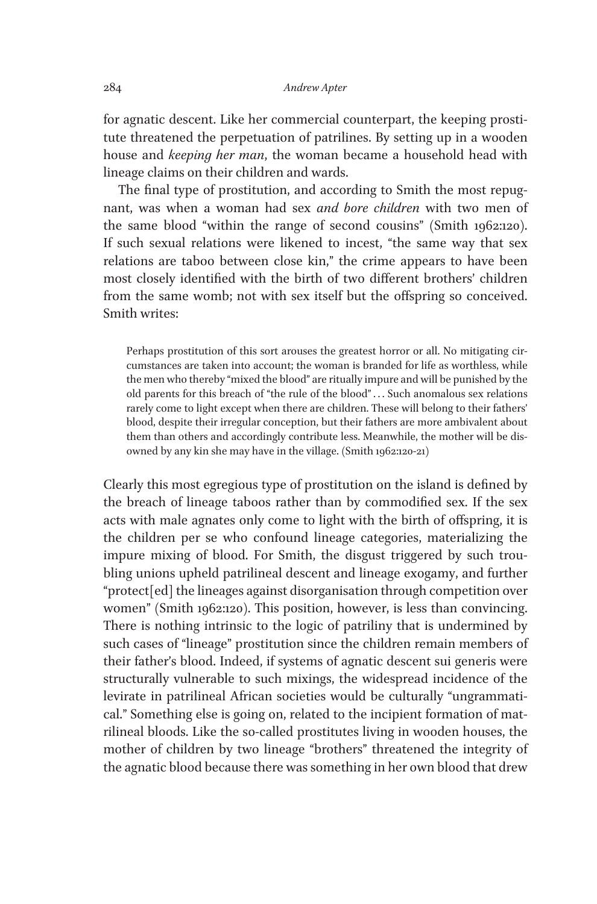for agnatic descent. Like her commercial counterpart, the keeping prostitute threatened the perpetuation of patrilines. By setting up in a wooden house and *keeping her man*, the woman became a household head with lineage claims on their children and wards.

The final type of prostitution, and according to Smith the most repugnant, was when a woman had sex *and bore children* with two men of the same blood "within the range of second cousins" (Smith 1962:120). If such sexual relations were likened to incest, "the same way that sex relations are taboo between close kin," the crime appears to have been most closely identified with the birth of two different brothers' children from the same womb; not with sex itself but the offspring so conceived. Smith writes:

> Perhaps prostitution of this sort arouses the greatest horror or all. No mitigating circumstances are taken into account; the woman is branded for life as worthless, while the men who thereby "mixed the blood" are ritually impure and will be punished by the old parents for this breach of "the rule of the blood" . . . Such anomalous sex relations rarely come to light except when there are children. These will belong to their fathers' blood, despite their irregular conception, but their fathers are more ambivalent about them than others and accordingly contribute less. Meanwhile, the mother will be disowned by any kin she may have in the village. (Smith 1962:120-21)

Clearly this most egregious type of prostitution on the island is defined by the breach of lineage taboos rather than by commodified sex. If the sex acts with male agnates only come to light with the birth of offspring, it is the children per se who confound lineage categories, materializing the impure mixing of blood. For Smith, the disgust triggered by such troubling unions upheld patrilineal descent and lineage exogamy, and further "protect[ed] the lineages against disorganisation through competition over women" (Smith 1962:120). This position, however, is less than convincing. There is nothing intrinsic to the logic of patriliny that is undermined by such cases of "lineage" prostitution since the children remain members of their father's blood. Indeed, if systems of agnatic descent sui generis were structurally vulnerable to such mixings, the widespread incidence of the levirate in patrilineal African societies would be culturally "ungrammatical." Something else is going on, related to the incipient formation of matrilineal bloods. Like the so-called prostitutes living in wooden houses, the mother of children by two lineage "brothers" threatened the integrity of the agnatic blood because there was something in her own blood that drew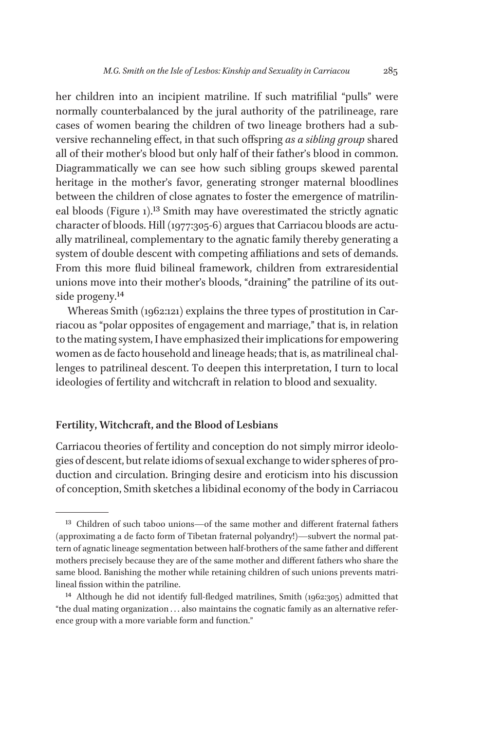her children into an incipient matriline. If such matrifilial "pulls" were normally counterbalanced by the jural authority of the patrilineage, rare cases of women bearing the children of two lineage brothers had a subversive rechanneling effect, in that such offspring *as a sibling group* shared all of their mother's blood but only half of their father's blood in common. Diagrammatically we can see how such sibling groups skewed parental heritage in the mother's favor, generating stronger maternal bloodlines between the children of close agnates to foster the emergence of matrilineal bloods (Figure 1).[13] Smith may have overestimated the strictly agnatic character of bloods. Hill (1977:305-6) argues that Carriacou bloods are actually matrilineal, complementary to the agnatic family thereby generating a system of double descent with competing affiliations and sets of demands. From this more fluid bilineal framework, children from extraresidential unions move into their mother's bloods, "draining" the patriline of its outside progeny.[14]

Whereas Smith (1962:121) explains the three types of prostitution in Carriacou as "polar opposites of engagement and marriage," that is, in relation to the mating system, I have emphasized their implications for empowering women as de facto household and lineage heads; that is, as matrilineal challenges to patrilineal descent. To deepen this interpretation, I turn to local ideologies of fertility and witchcraft in relation to blood and sexuality.

## Fertility, Witchcraft, and the Blood of Lesbians

Carriacou theories of fertility and conception do not simply mirror ideologies of descent, but relate idioms of sexual exchange to wider spheres of production and circulation. Bringing desire and eroticism into his discussion of conception, Smith sketches a libidinal economy of the body in Carriacou

---

[13] Children of such taboo unions—of the same mother and different fraternal fathers (approximating a de facto form of Tibetan fraternal polyandry!)—subvert the normal pattern of agnatic lineage segmentation between half-brothers of the same father and different mothers precisely because they are of the same mother and different fathers who share the same blood. Banishing the mother while retaining children of such unions prevents matrilineal fission within the patriline.

[14] Although he did not identify full-fledged matrilines, Smith (1962:305) admitted that "the dual mating organization ... also maintains the cognatic family as an alternative reference group with a more variable form and function."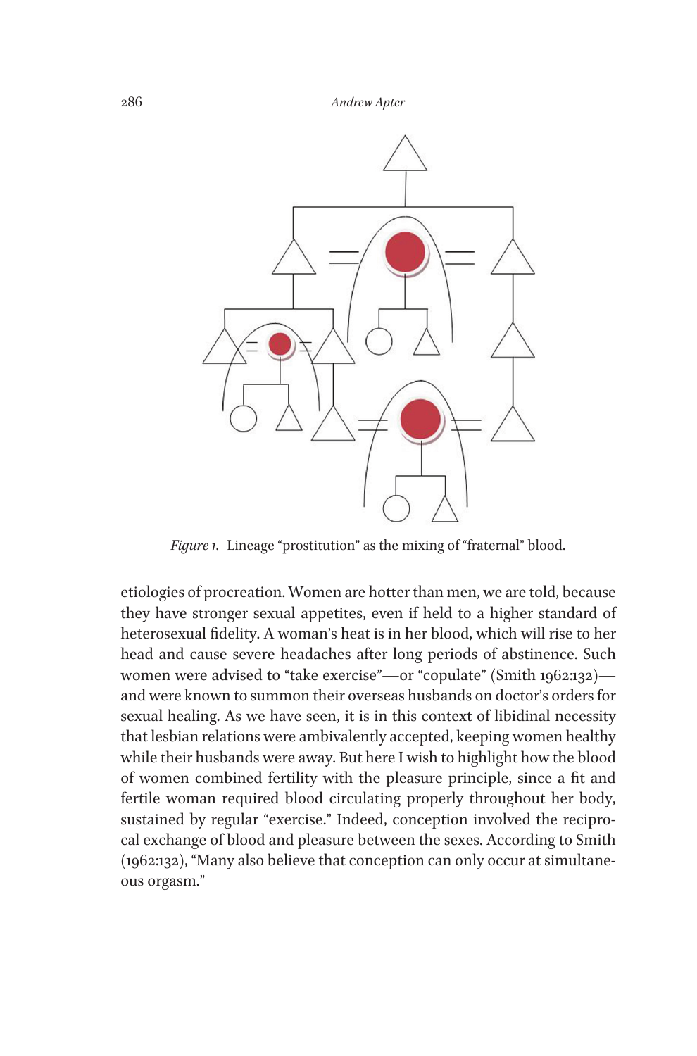*Figure 1.* Lineage "prostitution" as the mixing of "fraternal" blood.

etiologies of procreation. Women are hotter than men, we are told, because they have stronger sexual appetites, even if held to a higher standard of heterosexual fidelity. A woman's heat is in her blood, which will rise to her head and cause severe headaches after long periods of abstinence. Such women were advised to "take exercise"—or "copulate" (Smith 1962:132)—and were known to summon their overseas husbands on doctor's orders for sexual healing. As we have seen, it is in this context of libidinal necessity that lesbian relations were ambivalently accepted, keeping women healthy while their husbands were away. But here I wish to highlight how the blood of women combined fertility with the pleasure principle, since a fit and fertile woman required blood circulating properly throughout her body, sustained by regular "exercise." Indeed, conception involved the reciprocal exchange of blood and pleasure between the sexes. According to Smith (1962:132), "Many also believe that conception can only occur at simultaneous orgasm."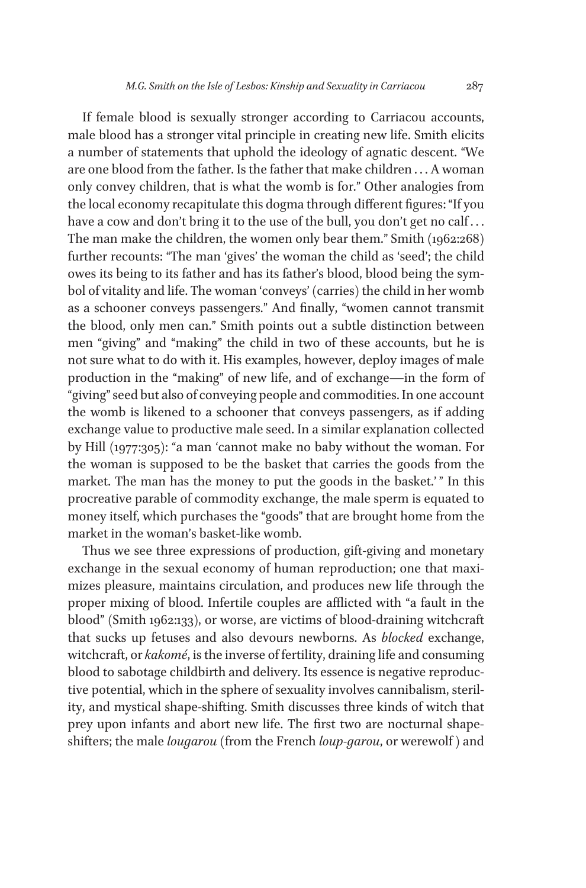If female blood is sexually stronger according to Carriacou accounts, male blood has a stronger vital principle in creating new life. Smith elicits a number of statements that uphold the ideology of agnatic descent. "We are one blood from the father. Is the father that make children . . . A woman only convey children, that is what the womb is for." Other analogies from the local economy recapitulate this dogma through different figures: "If you have a cow and don't bring it to the use of the bull, you don't get no calf . . . The man make the children, the women only bear them." Smith (1962:268) further recounts: "The man 'gives' the woman the child as 'seed'; the child owes its being to its father and has its father's blood, blood being the symbol of vitality and life. The woman 'conveys' (carries) the child in her womb as a schooner conveys passengers." And finally, "women cannot transmit the blood, only men can." Smith points out a subtle distinction between men "giving" and "making" the child in two of these accounts, but he is not sure what to do with it. His examples, however, deploy images of male production in the "making" of new life, and of exchange—in the form of "giving" seed but also of conveying people and commodities. In one account the womb is likened to a schooner that conveys passengers, as if adding exchange value to productive male seed. In a similar explanation collected by Hill (1977:305): "a man 'cannot make no baby without the woman. For the woman is supposed to be the basket that carries the goods from the market. The man has the money to put the goods in the basket.' " In this procreative parable of commodity exchange, the male sperm is equated to money itself, which purchases the "goods" that are brought home from the market in the woman's basket-like womb.

Thus we see three expressions of production, gift-giving and monetary exchange in the sexual economy of human reproduction; one that maximizes pleasure, maintains circulation, and produces new life through the proper mixing of blood. Infertile couples are afflicted with "a fault in the blood" (Smith 1962:133), or worse, are victims of blood-draining witchcraft that sucks up fetuses and also devours newborns. As *blocked* exchange, witchcraft, or *kakomé*, is the inverse of fertility, draining life and consuming blood to sabotage childbirth and delivery. Its essence is negative reproductive potential, which in the sphere of sexuality involves cannibalism, sterility, and mystical shape-shifting. Smith discusses three kinds of witch that prey upon infants and abort new life. The first two are nocturnal shape-shifters; the male *lougarou* (from the French *loup-garou*, or werewolf) and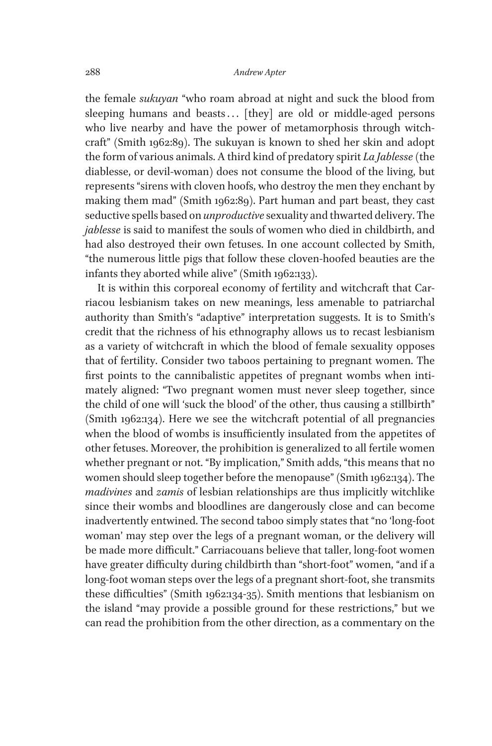the female *sukuyan* "who roam abroad at night and suck the blood from sleeping humans and beasts . . . [they] are old or middle-aged persons who live nearby and have the power of metamorphosis through witchcraft" (Smith 1962:89). The sukuyan is known to shed her skin and adopt the form of various animals. A third kind of predatory spirit *La Jablesse* (the diablesse, or devil-woman) does not consume the blood of the living, but represents "sirens with cloven hoofs, who destroy the men they enchant by making them mad" (Smith 1962:89). Part human and part beast, they cast seductive spells based on *unproductive* sexuality and thwarted delivery. The *jablesse* is said to manifest the souls of women who died in childbirth, and had also destroyed their own fetuses. In one account collected by Smith, "the numerous little pigs that follow these cloven-hoofed beauties are the infants they aborted while alive" (Smith 1962:133).

It is within this corporeal economy of fertility and witchcraft that Carriacou lesbianism takes on new meanings, less amenable to patriarchal authority than Smith's "adaptive" interpretation suggests. It is to Smith's credit that the richness of his ethnography allows us to recast lesbianism as a variety of witchcraft in which the blood of female sexuality opposes that of fertility. Consider two taboos pertaining to pregnant women. The first points to the cannibalistic appetites of pregnant wombs when intimately aligned: "Two pregnant women must never sleep together, since the child of one will 'suck the blood' of the other, thus causing a stillbirth" (Smith 1962:134). Here we see the witchcraft potential of all pregnancies when the blood of wombs is insufficiently insulated from the appetites of other fetuses. Moreover, the prohibition is generalized to all fertile women whether pregnant or not. "By implication," Smith adds, "this means that no women should sleep together before the menopause" (Smith 1962:134). The *madivines* and *zamis* of lesbian relationships are thus implicitly witchlike since their wombs and bloodlines are dangerously close and can become inadvertently entwined. The second taboo simply states that "no 'long-foot woman' may step over the legs of a pregnant woman, or the delivery will be made more difficult." Carriacouans believe that taller, long-foot women have greater difficulty during childbirth than "short-foot" women, "and if a long-foot woman steps over the legs of a pregnant short-foot, she transmits these difficulties" (Smith 1962:134-35). Smith mentions that lesbianism on the island "may provide a possible ground for these restrictions," but we can read the prohibition from the other direction, as a commentary on the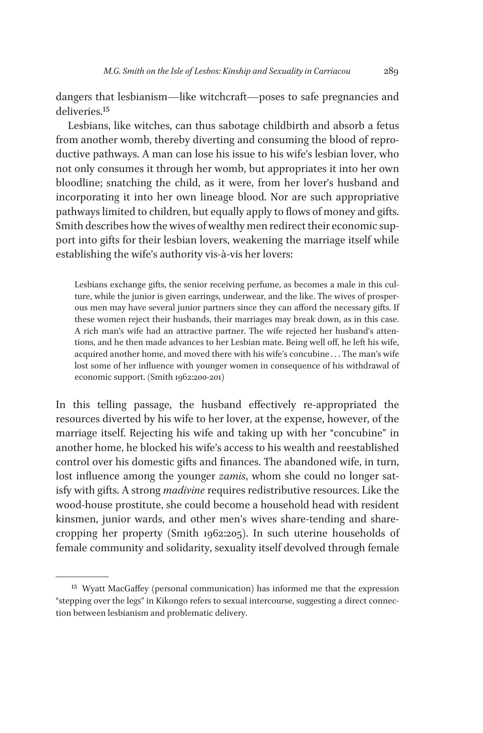dangers that lesbianism—like witchcraft—poses to safe pregnancies and deliveries.[15]

Lesbians, like witches, can thus sabotage childbirth and absorb a fetus from another womb, thereby diverting and consuming the blood of reproductive pathways. A man can lose his issue to his wife's lesbian lover, who not only consumes it through her womb, but appropriates it into her own bloodline; snatching the child, as it were, from her lover's husband and incorporating it into her own lineage blood. Nor are such appropriative pathways limited to children, but equally apply to flows of money and gifts. Smith describes how the wives of wealthy men redirect their economic support into gifts for their lesbian lovers, weakening the marriage itself while establishing the wife's authority vis-à-vis her lovers:

> Lesbians exchange gifts, the senior receiving perfume, as becomes a male in this culture, while the junior is given earrings, underwear, and the like. The wives of prosperous men may have several junior partners since they can afford the necessary gifts. If these women reject their husbands, their marriages may break down, as in this case. A rich man's wife had an attractive partner. The wife rejected her husband's attentions, and he then made advances to her Lesbian mate. Being well off, he left his wife, acquired another home, and moved there with his wife's concubine . . . The man's wife lost some of her influence with younger women in consequence of his withdrawal of economic support. (Smith 1962:200-201)

In this telling passage, the husband effectively re-appropriated the resources diverted by his wife to her lover, at the expense, however, of the marriage itself. Rejecting his wife and taking up with her "concubine" in another home, he blocked his wife's access to his wealth and reestablished control over his domestic gifts and finances. The abandoned wife, in turn, lost influence among the younger *zamis*, whom she could no longer satisfy with gifts. A strong *madivine* requires redistributive resources. Like the wood-house prostitute, she could become a household head with resident kinsmen, junior wards, and other men's wives share-tending and sharecropping her property (Smith 1962:205). In such uterine households of female community and solidarity, sexuality itself devolved through female

[15] Wyatt MacGaffey (personal communication) has informed me that the expression "stepping over the legs" in Kikongo refers to sexual intercourse, suggesting a direct connection between lesbianism and problematic delivery.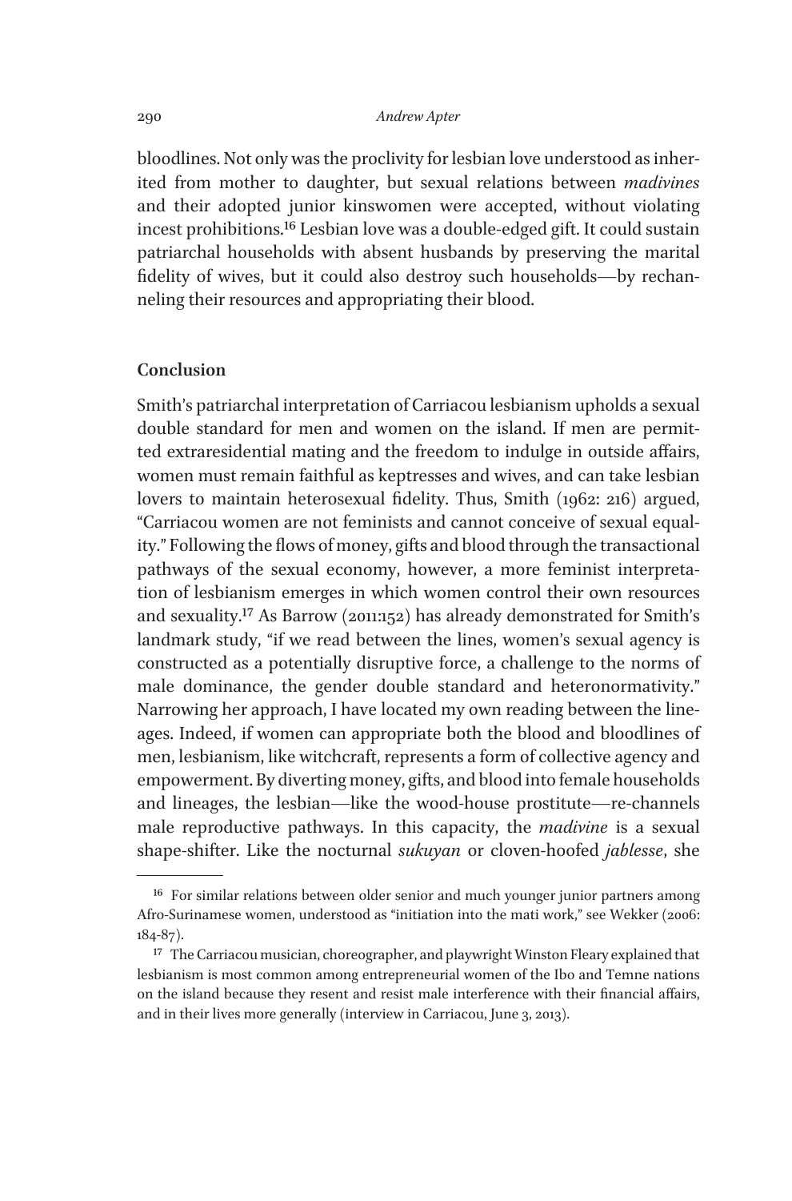bloodlines. Not only was the proclivity for lesbian love understood as inherited from mother to daughter, but sexual relations between *madivines* and their adopted junior kinswomen were accepted, without violating incest prohibitions.[16] Lesbian love was a double-edged gift. It could sustain patriarchal households with absent husbands by preserving the marital fidelity of wives, but it could also destroy such households—by rechanneling their resources and appropriating their blood.

## Conclusion

Smith's patriarchal interpretation of Carriacou lesbianism upholds a sexual double standard for men and women on the island. If men are permitted extraresidential mating and the freedom to indulge in outside affairs, women must remain faithful as keptresses and wives, and can take lesbian lovers to maintain heterosexual fidelity. Thus, Smith (1962: 216) argued, "Carriacou women are not feminists and cannot conceive of sexual equality." Following the flows of money, gifts and blood through the transactional pathways of the sexual economy, however, a more feminist interpretation of lesbianism emerges in which women control their own resources and sexuality.[17] As Barrow (2011:152) has already demonstrated for Smith's landmark study, "if we read between the lines, women's sexual agency is constructed as a potentially disruptive force, a challenge to the norms of male dominance, the gender double standard and heteronormativity." Narrowing her approach, I have located my own reading between the lineages. Indeed, if women can appropriate both the blood and bloodlines of men, lesbianism, like witchcraft, represents a form of collective agency and empowerment. By diverting money, gifts, and blood into female households and lineages, the lesbian—like the wood-house prostitute—re-channels male reproductive pathways. In this capacity, the *madivine* is a sexual shape-shifter. Like the nocturnal *sukuyan* or cloven-hoofed *jablesse*, she

---

[16] For similar relations between older senior and much younger junior partners among Afro-Surinamese women, understood as "initiation into the mati work," see Wekker (2006: 184-87).

[17] The Carriacou musician, choreographer, and playwright Winston Fleary explained that lesbianism is most common among entrepreneurial women of the Ibo and Temne nations on the island because they resent and resist male interference with their financial affairs, and in their lives more generally (interview in Carriacou, June 3, 2013).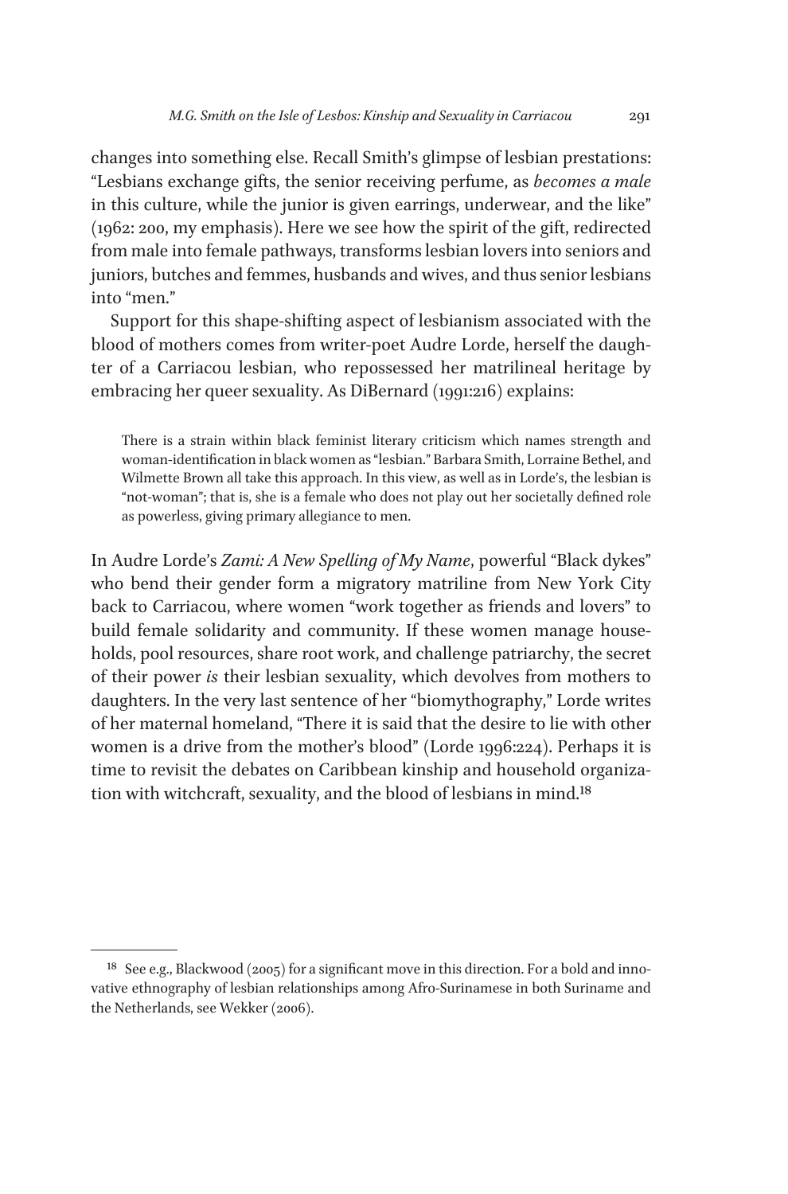changes into something else. Recall Smith's glimpse of lesbian prestations: "Lesbians exchange gifts, the senior receiving perfume, as *becomes a male* in this culture, while the junior is given earrings, underwear, and the like" (1962: 200, my emphasis). Here we see how the spirit of the gift, redirected from male into female pathways, transforms lesbian lovers into seniors and juniors, butches and femmes, husbands and wives, and thus senior lesbians into "men."

Support for this shape-shifting aspect of lesbianism associated with the blood of mothers comes from writer-poet Audre Lorde, herself the daughter of a Carriacou lesbian, who repossessed her matrilineal heritage by embracing her queer sexuality. As DiBernard (1991:216) explains:

> There is a strain within black feminist literary criticism which names strength and woman-identification in black women as "lesbian." Barbara Smith, Lorraine Bethel, and Wilmette Brown all take this approach. In this view, as well as in Lorde's, the lesbian is "not-woman"; that is, she is a female who does not play out her societally defined role as powerless, giving primary allegiance to men.

In Audre Lorde's *Zami: A New Spelling of My Name*, powerful "Black dykes" who bend their gender form a migratory matriline from New York City back to Carriacou, where women "work together as friends and lovers" to build female solidarity and community. If these women manage households, pool resources, share root work, and challenge patriarchy, the secret of their power *is* their lesbian sexuality, which devolves from mothers to daughters. In the very last sentence of her "biomythography," Lorde writes of her maternal homeland, "There it is said that the desire to lie with other women is a drive from the mother's blood" (Lorde 1996:224). Perhaps it is time to revisit the debates on Caribbean kinship and household organization with witchcraft, sexuality, and the blood of lesbians in mind.[18]

---

[18] See e.g., Blackwood (2005) for a significant move in this direction. For a bold and innovative ethnography of lesbian relationships among Afro-Surinamese in both Suriname and the Netherlands, see Wekker (2006).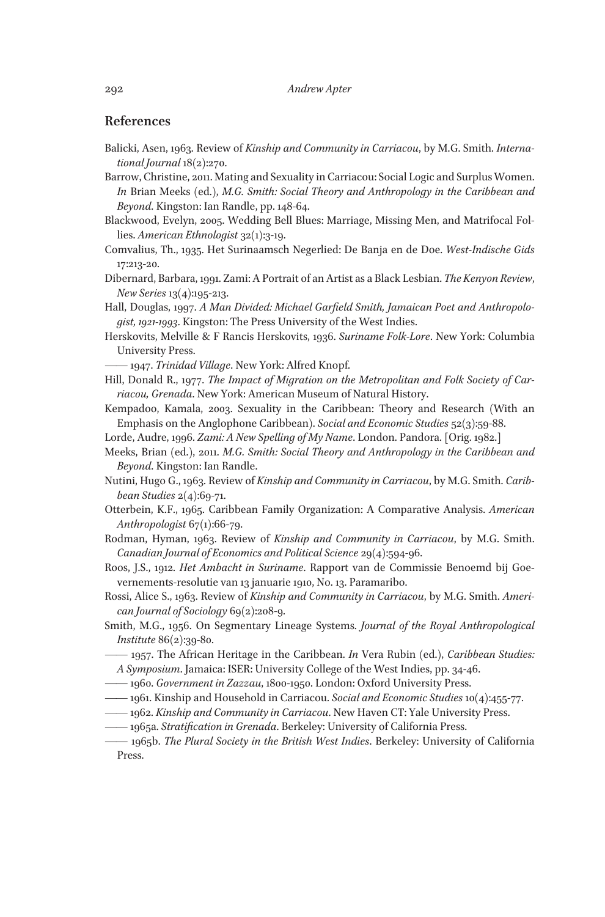## References

Balicki, Asen, 1963. Review of *Kinship and Community in Carriacou*, by M.G. Smith. *International Journal* 18(2):270.

Barrow, Christine, 2011. Mating and Sexuality in Carriacou: Social Logic and Surplus Women. *In* Brian Meeks (ed.), *M.G. Smith: Social Theory and Anthropology in the Caribbean and Beyond*. Kingston: Ian Randle, pp. 148-64.

Blackwood, Evelyn, 2005. Wedding Bell Blues: Marriage, Missing Men, and Matrifocal Follies. *American Ethnologist* 32(1):3-19.

Comvalius, Th., 1935. Het Surinaamsch Negerlied: De Banja en de Doe. *West-Indische Gids* 17:213-20.

Dibernard, Barbara, 1991. Zami: A Portrait of an Artist as a Black Lesbian. *The Kenyon Review, New Series* 13(4):195-213.

Hall, Douglas, 1997. *A Man Divided: Michael Garfield Smith, Jamaican Poet and Anthropologist, 1921-1993*. Kingston: The Press University of the West Indies.

Herskovits, Melville & F Rancis Herskovits, 1936. *Suriname Folk-Lore*. New York: Columbia University Press.

—— 1947. *Trinidad Village*. New York: Alfred Knopf.

Hill, Donald R., 1977. *The Impact of Migration on the Metropolitan and Folk Society of Carriacou, Grenada*. New York: American Museum of Natural History.

Kempadoo, Kamala, 2003. Sexuality in the Caribbean: Theory and Research (With an Emphasis on the Anglophone Caribbean). *Social and Economic Studies* 52(3):59-88.

Lorde, Audre, 1996. *Zami: A New Spelling of My Name*. London. Pandora. [Orig. 1982.]

Meeks, Brian (ed.), 2011. *M.G. Smith: Social Theory and Anthropology in the Caribbean and Beyond*. Kingston: Ian Randle.

Nutini, Hugo G., 1963. Review of *Kinship and Community in Carriacou*, by M.G. Smith. *Caribbean Studies* 2(4):69-71.

Otterbein, K.F., 1965. Caribbean Family Organization: A Comparative Analysis. *American Anthropologist* 67(1):66-79.

Rodman, Hyman, 1963. Review of *Kinship and Community in Carriacou*, by M.G. Smith. *Canadian Journal of Economics and Political Science* 29(4):594-96.

Roos, J.S., 1912. *Het Ambacht in Suriname*. Rapport van de Commissie Benoemd bij Goevernements-resolutie van 13 januarie 1910, No. 13. Paramaribo.

Rossi, Alice S., 1963. Review of *Kinship and Community in Carriacou*, by M.G. Smith. *American Journal of Sociology* 69(2):208-9.

Smith, M.G., 1956. On Segmentary Lineage Systems. *Journal of the Royal Anthropological Institute* 86(2):39-80.

—— 1957. The African Heritage in the Caribbean. *In* Vera Rubin (ed.), *Caribbean Studies: A Symposium*. Jamaica: ISER: University College of the West Indies, pp. 34-46.

—— 1960. *Government in Zazzau, 1800-1950*. London: Oxford University Press.

—— 1961. Kinship and Household in Carriacou. *Social and Economic Studies* 10(4):455-77.

—— 1962. *Kinship and Community in Carriacou*. New Haven CT: Yale University Press.

—— 1965a. *Stratification in Grenada*. Berkeley: University of California Press.

—— 1965b. *The Plural Society in the British West Indies*. Berkeley: University of California Press.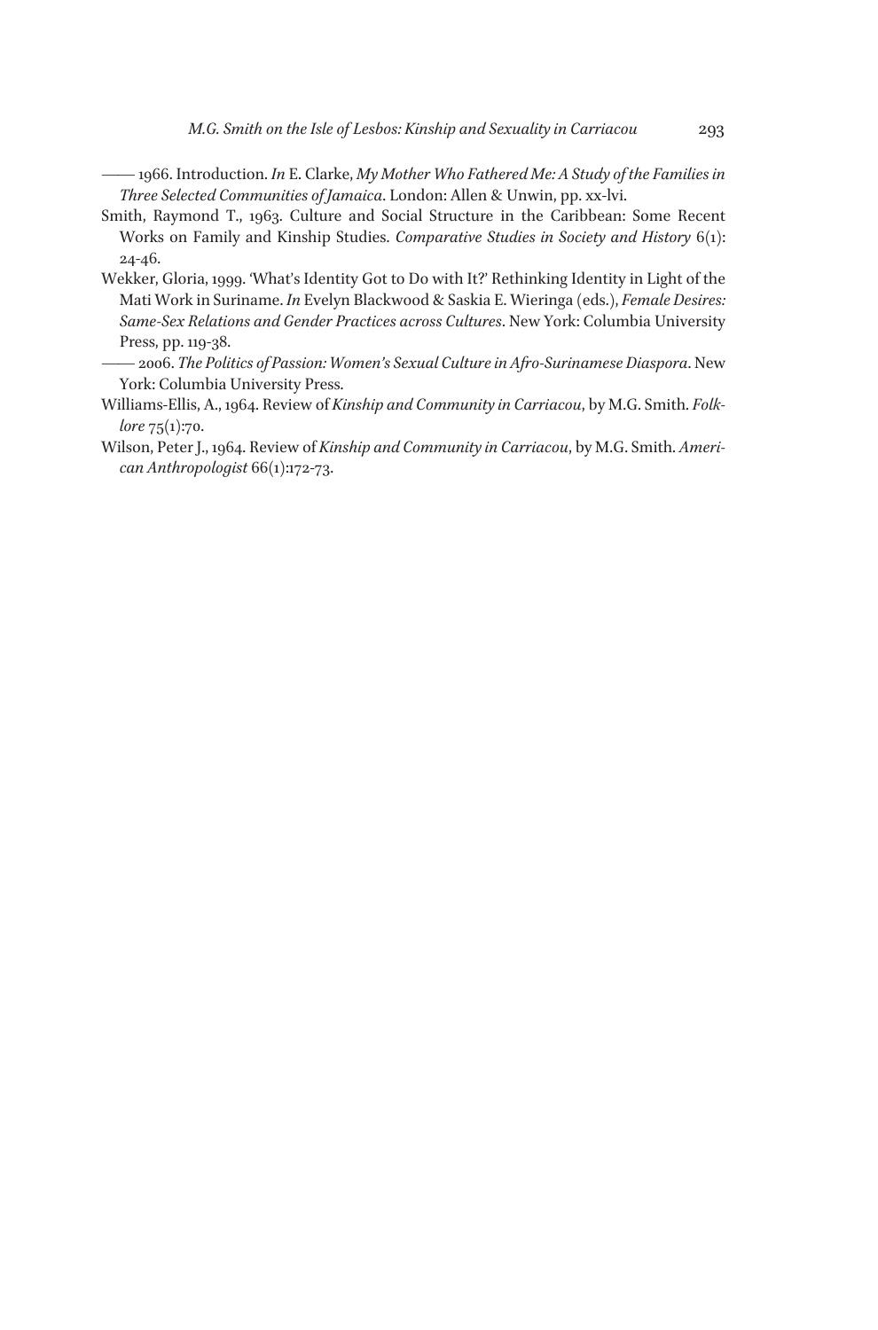—— 1966. Introduction. *In* E. Clarke, *My Mother Who Fathered Me: A Study of the Families in Three Selected Communities of Jamaica*. London: Allen & Unwin, pp. xx-lvi.

Smith, Raymond T., 1963. Culture and Social Structure in the Caribbean: Some Recent Works on Family and Kinship Studies. *Comparative Studies in Society and History* 6(1): 24-46.

Wekker, Gloria, 1999. 'What's Identity Got to Do with It?' Rethinking Identity in Light of the Mati Work in Suriname. *In* Evelyn Blackwood & Saskia E. Wieringa (eds.), *Female Desires: Same-Sex Relations and Gender Practices across Cultures*. New York: Columbia University Press, pp. 119-38.

—— 2006. *The Politics of Passion: Women's Sexual Culture in Afro-Surinamese Diaspora*. New York: Columbia University Press.

Williams-Ellis, A., 1964. Review of *Kinship and Community in Carriacou*, by M.G. Smith. *Folklore* 75(1):70.

Wilson, Peter J., 1964. Review of *Kinship and Community in Carriacou*, by M.G. Smith. *American Anthropologist* 66(1):172-73.